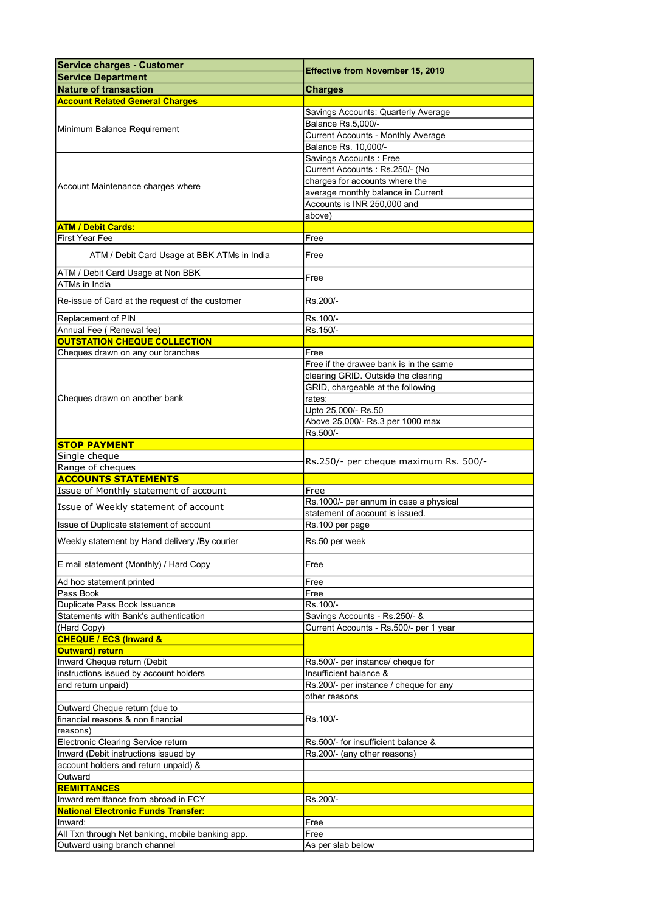| Service charges - Customer Service Department | Effective from November 15, 2019 |
|---|---|
| **Nature of transaction** | **Charges** |
| **Account Related General Charges** | |
| Minimum Balance Requirement | Savings Accounts: Quarterly Average Balance Rs.5,000/- Current Accounts - Monthly Average Balance Rs. 10,000/- |
| Account Maintenance charges where | Savings Accounts : Free Current Accounts : Rs.250/- (No charges for accounts where the average monthly balance in Current Accounts is INR 250,000 and above) |
| **ATM / Debit Cards:** | |
| First Year Fee | Free |
| ATM / Debit Card Usage at BBK ATMs in India | Free |
| ATM / Debit Card Usage at Non BBK ATMs in India | Free |
| Re-issue of Card at the request of the customer | Rs.200/- |
| Replacement of PIN | Rs.100/- |
| Annual Fee ( Renewal fee) | Rs.150/- |
| **OUTSTATION CHEQUE COLLECTION** | |
| Cheques drawn on any our branches | Free |
| Cheques drawn on another bank | Free if the drawee bank is in the same clearing GRID. Outside the clearing GRID, chargeable at the following rates: Upto 25,000/- Rs.50 Above 25,000/- Rs.3 per 1000 max Rs.500/- |
| **STOP PAYMENT** | |
| Single cheque Range of cheques | Rs.250/- per cheque maximum Rs. 500/- |
| **ACCOUNTS STATEMENTS** | |
| Issue of Monthly statement of account | Free |
| Issue of Weekly statement of account | Rs.1000/- per annum in case a physical statement of account is issued. |
| Issue of Duplicate statement of account | Rs.100 per page |
| Weekly statement by Hand delivery /By courier | Rs.50 per week |
| E mail statement (Monthly) / Hard Copy | Free |
| Ad hoc statement printed | Free |
| Pass Book | Free |
| Duplicate Pass Book Issuance | Rs.100/- |
| Statements with Bank's authentication (Hard Copy) | Savings Accounts - Rs.250/- & Current Accounts - Rs.500/- per 1 year |
| **CHEQUE / ECS (Inward & Outward) return** | |
| Inward Cheque return (Debit instructions issued by account holders and return unpaid) | Rs.500/- per instance/ cheque for Insufficient balance & Rs.200/- per instance / cheque for any other reasons |
| Outward Cheque return (due to financial reasons & non financial reasons) | Rs.100/- |
| Electronic Clearing Service return Inward (Debit instructions issued by account holders and return unpaid) & Outward | Rs.500/- for insufficient balance & Rs.200/- (any other reasons) |
| **REMITTANCES** | |
| Inward remittance from abroad in FCY | Rs.200/- |
| **National Electronic Funds Transfer:** | |
| Inward: | Free |
| All Txn through Net banking, mobile banking app. | Free |
| Outward using branch channel | As per slab below |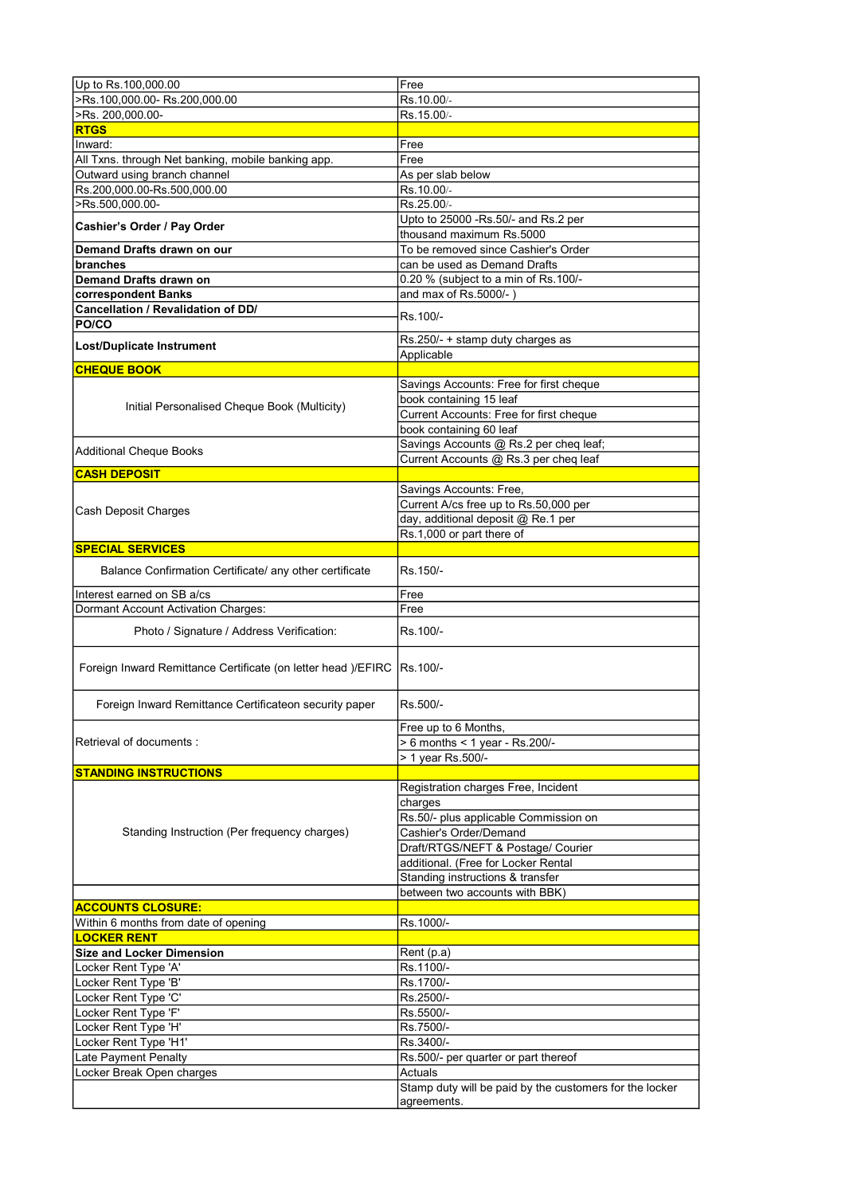| | |
|---|---|
| Up to Rs.100,000.00 | Free |
| >Rs.100,000.00- Rs.200,000.00 | Rs.10.00/- |
| >Rs. 200,000.00- | Rs.15.00/- |
| **RTGS** | |
| Inward: | Free |
| All Txns. through Net banking, mobile banking app. | Free |
| Outward using branch channel | As per slab below |
| Rs.200,000.00-Rs.500,000.00 | Rs.10.00/- |
| >Rs.500,000.00- | Rs.25.00/- |
| **Cashier's Order / Pay Order** | Upto to 25000 -Rs.50/- and Rs.2 per thousand maximum Rs.5000 |
| **Demand Drafts drawn on our branches** | To be removed since Cashier's Order can be used as Demand Drafts |
| **Demand Drafts drawn on correspondent Banks** | 0.20 % (subject to a min of Rs.100/- and max of Rs.5000/- ) |
| **Cancellation / Revalidation of DD/ PO/CO** | Rs.100/- |
| **Lost/Duplicate Instrument** | Rs.250/- + stamp duty charges as Applicable |
| **CHEQUE BOOK** | |
| Initial Personalised Cheque Book (Multicity) | Savings Accounts: Free for first cheque book containing 15 leaf<br>Current Accounts: Free for first cheque book containing 60 leaf |
| Additional Cheque Books | Savings Accounts @ Rs.2 per cheq leaf;<br>Current Accounts @ Rs.3 per cheq leaf |
| **CASH DEPOSIT** | |
| Cash Deposit Charges | Savings Accounts: Free,<br>Current A/cs free up to Rs.50,000 per day, additional deposit @ Re.1 per Rs.1,000 or part there of |
| **SPECIAL SERVICES** | |
| Balance Confirmation Certificate/ any other certificate | Rs.150/- |
| Interest earned on SB a/cs | Free |
| Dormant Account Activation Charges: | Free |
| Photo / Signature / Address Verification: | Rs.100/- |
| Foreign Inward Remittance Certificate (on letter head )/EFIRC | Rs.100/- |
| Foreign Inward Remittance Certificateon security paper | Rs.500/- |
| Retrieval of documents : | Free up to 6 Months,<br>> 6 months < 1 year - Rs.200/-<br>> 1 year Rs.500/- |
| **STANDING INSTRUCTIONS** | |
| Standing Instruction (Per frequency charges) | Registration charges Free, Incident charges<br>Rs.50/- plus applicable Commission on Cashier's Order/Demand Draft/RTGS/NEFT & Postage/ Courier additional. (Free for Locker Rental Standing instructions & transfer between two accounts with BBK) |
| **ACCOUNTS CLOSURE:** | |
| Within 6 months from date of opening | Rs.1000/- |
| **LOCKER RENT** | |
| **Size and Locker Dimension** | Rent (p.a) |
| Locker Rent Type 'A' | Rs.1100/- |
| Locker Rent Type 'B' | Rs.1700/- |
| Locker Rent Type 'C' | Rs.2500/- |
| Locker Rent Type 'F' | Rs.5500/- |
| Locker Rent Type 'H' | Rs.7500/- |
| Locker Rent Type 'H1' | Rs.3400/- |
| Late Payment Penalty | Rs.500/- per quarter or part thereof |
| Locker Break Open charges | Actuals |
| | Stamp duty will be paid by the customers for the locker agreements. |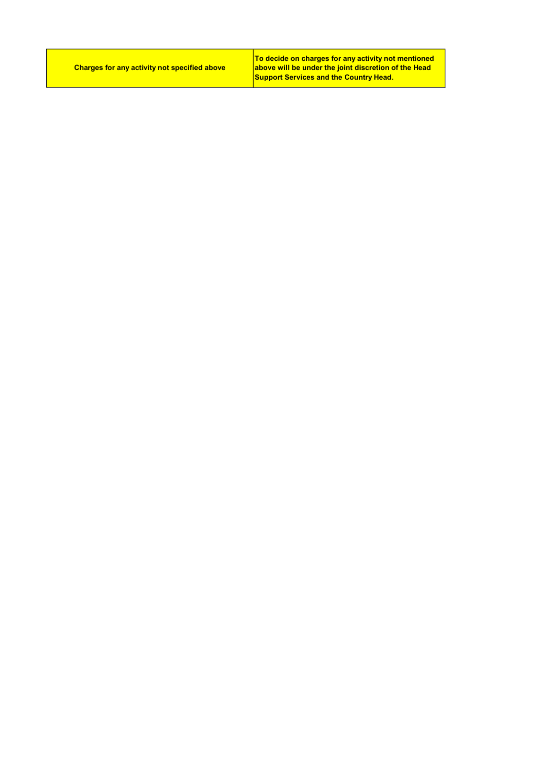| | |
|---|---|
| **Charges for any activity not specified above** | **To decide on charges for any activity not mentioned above will be under the joint discretion of the Head Support Services and the Country Head.** |